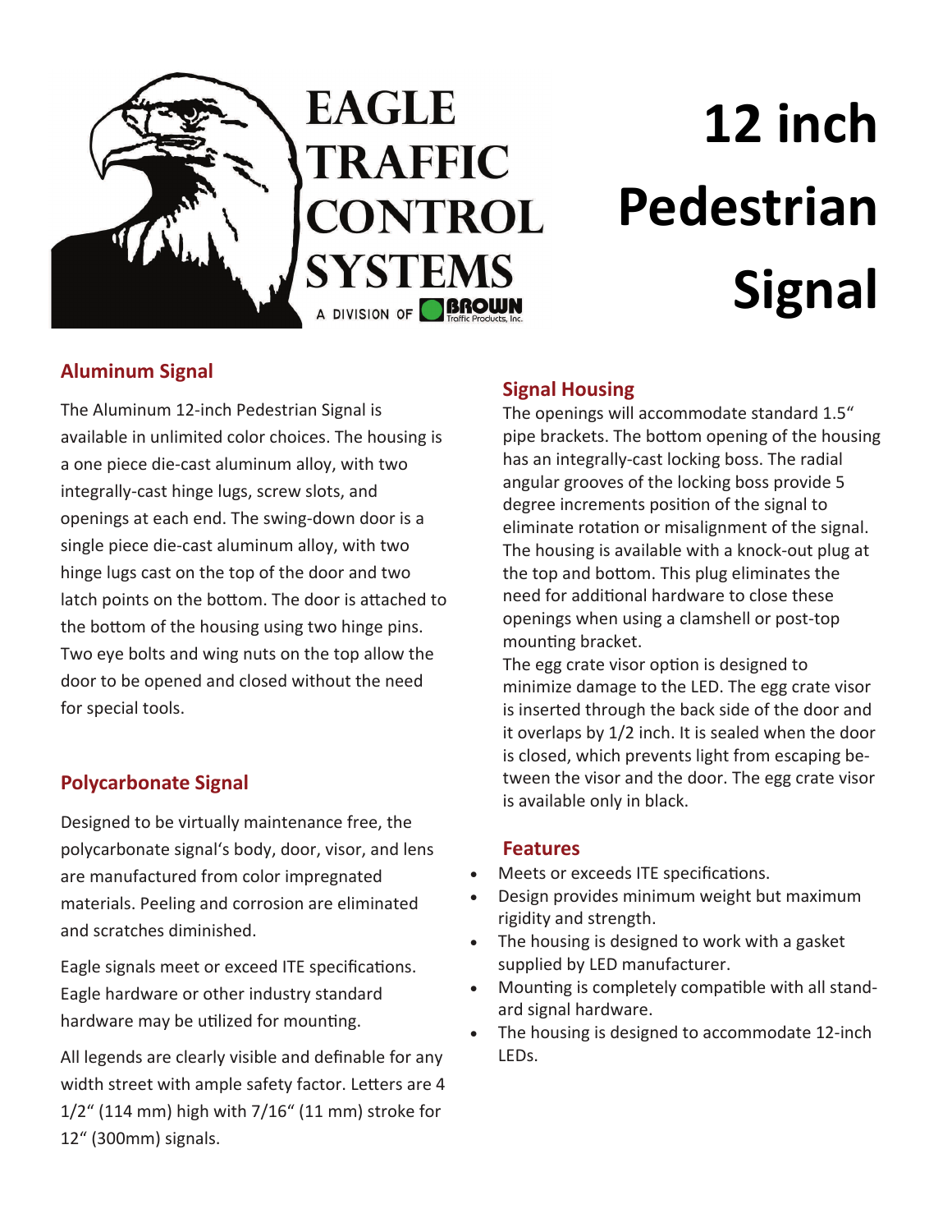EAGLE TRAFFIC CONTROL SYSTEMS

A DIVISION OF BROWN Traffic Products, Inc.

# 12 inch Pedestrian Signal

## Aluminum Signal

The Aluminum 12-inch Pedestrian Signal is available in unlimited color choices. The housing is a one piece die-cast aluminum alloy, with two integrally-cast hinge lugs, screw slots, and openings at each end. The swing-down door is a single piece die-cast aluminum alloy, with two hinge lugs cast on the top of the door and two latch points on the bottom. The door is attached to the bottom of the housing using two hinge pins. Two eye bolts and wing nuts on the top allow the door to be opened and closed without the need for special tools.

## Polycarbonate Signal

Designed to be virtually maintenance free, the polycarbonate signal's body, door, visor, and lens are manufactured from color impregnated materials. Peeling and corrosion are eliminated and scratches diminished.

Eagle signals meet or exceed ITE specifications. Eagle hardware or other industry standard hardware may be utilized for mounting.

All legends are clearly visible and definable for any width street with ample safety factor. Letters are 4 1/2" (114 mm) high with 7/16" (11 mm) stroke for 12" (300mm) signals.

## Signal Housing

The openings will accommodate standard 1.5" pipe brackets. The bottom opening of the housing has an integrally-cast locking boss. The radial angular grooves of the locking boss provide 5 degree increments position of the signal to eliminate rotation or misalignment of the signal. The housing is available with a knock-out plug at the top and bottom. This plug eliminates the need for additional hardware to close these openings when using a clamshell or post-top mounting bracket.

The egg crate visor option is designed to minimize damage to the LED. The egg crate visor is inserted through the back side of the door and it overlaps by 1/2 inch. It is sealed when the door is closed, which prevents light from escaping between the visor and the door. The egg crate visor is available only in black.

## Features

- Meets or exceeds ITE specifications.
- Design provides minimum weight but maximum rigidity and strength.
- The housing is designed to work with a gasket supplied by LED manufacturer.
- Mounting is completely compatible with all standard signal hardware.
- The housing is designed to accommodate 12-inch LEDs.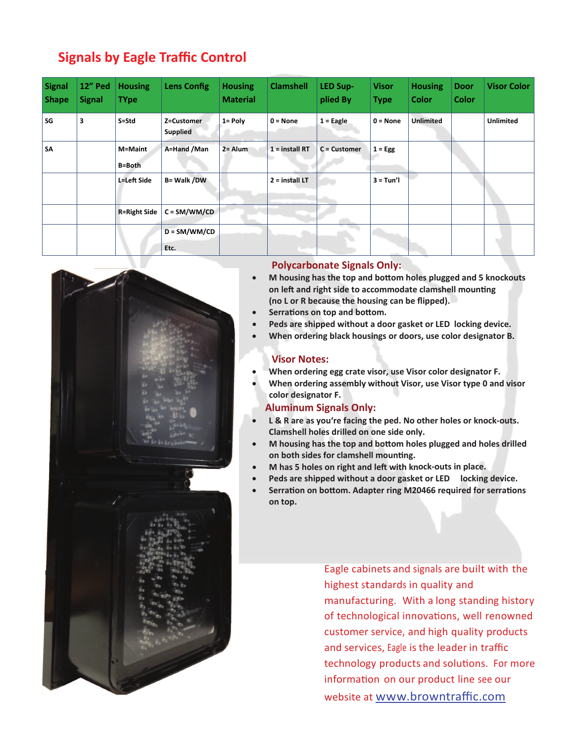# Signals by Eagle Traffic Control

| Signal Shape | 12" Ped Signal | Housing TYpe | Lens Config | Housing Material | Clamshell | LED Supplied By | Visor Type | Housing Color | Door Color | Visor Color |
|---|---|---|---|---|---|---|---|---|---|---|
| SG | 3 | S=Std | Z=Customer Supplied | 1= Poly | 0 = None | 1 = Eagle | 0 = None | Unlimited | | Unlimited |
| SA | | M=Maint<br>B=Both | A=Hand /Man | 2= Alum | 1 = install RT | C = Customer | 1 = Egg | | | |
| | | L=Left Side | B= Walk /DW | | 2 = install LT | | 3 = Tun'l | | | |
| | | R=Right Side | C = SM/WM/CD | | | | | | | |
| | | | D = SM/WM/CD<br>Etc. | | | | | | | |

## Polycarbonate Signals Only:

- M housing has the top and bottom holes plugged and 5 knockouts on left and right side to accommodate clamshell mounting (no L or R because the housing can be flipped).
- Serrations on top and bottom.
- Peds are shipped without a door gasket or LED locking device.
- When ordering black housings or doors, use color designator B.

## Visor Notes:

- When ordering egg crate visor, use Visor color designator F.
- When ordering assembly without Visor, use Visor type 0 and visor color designator F.

## Aluminum Signals Only:

- L & R are as you're facing the ped. No other holes or knock-outs. Clamshell holes drilled on one side only.
- M housing has the top and bottom holes plugged and holes drilled on both sides for clamshell mounting.
- M has 5 holes on right and left with knock-outs in place.
- Peds are shipped without a door gasket or LED locking device.
- Serration on bottom. Adapter ring M20466 required for serrations on top.

Eagle cabinets and signals are built with the highest standards in quality and manufacturing. With a long standing history of technological innovations, well renowned customer service, and high quality products and services, Eagle is the leader in traffic technology products and solutions. For more information on our product line see our website at www.browntraffic.com